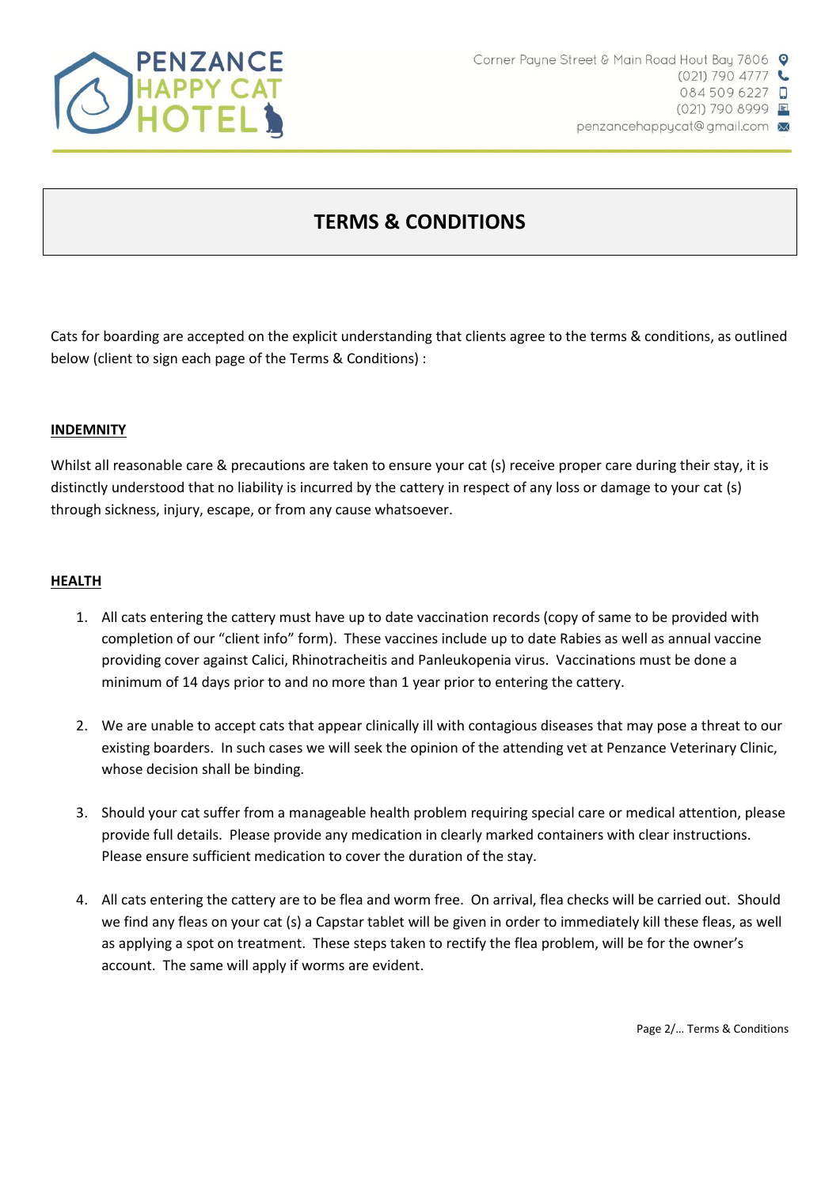PENZANCE HAPPY CAT HOTEL

Corner Payne Street & Main Road Hout Bay 7806
(021) 790 4777
084 509 6227
(021) 790 8999
penzancehappycat@gmail.com

# TERMS & CONDITIONS

Cats for boarding are accepted on the explicit understanding that clients agree to the terms & conditions, as outlined below (client to sign each page of the Terms & Conditions) :

## INDEMNITY

Whilst all reasonable care & precautions are taken to ensure your cat (s) receive proper care during their stay, it is distinctly understood that no liability is incurred by the cattery in respect of any loss or damage to your cat (s) through sickness, injury, escape, or from any cause whatsoever.

## HEALTH

1. All cats entering the cattery must have up to date vaccination records (copy of same to be provided with completion of our "client info" form). These vaccines include up to date Rabies as well as annual vaccine providing cover against Calici, Rhinotracheitis and Panleukopenia virus. Vaccinations must be done a minimum of 14 days prior to and no more than 1 year prior to entering the cattery.

2. We are unable to accept cats that appear clinically ill with contagious diseases that may pose a threat to our existing boarders. In such cases we will seek the opinion of the attending vet at Penzance Veterinary Clinic, whose decision shall be binding.

3. Should your cat suffer from a manageable health problem requiring special care or medical attention, please provide full details. Please provide any medication in clearly marked containers with clear instructions. Please ensure sufficient medication to cover the duration of the stay.

4. All cats entering the cattery are to be flea and worm free. On arrival, flea checks will be carried out. Should we find any fleas on your cat (s) a Capstar tablet will be given in order to immediately kill these fleas, as well as applying a spot on treatment. These steps taken to rectify the flea problem, will be for the owner's account. The same will apply if worms are evident.

Page 2/... Terms & Conditions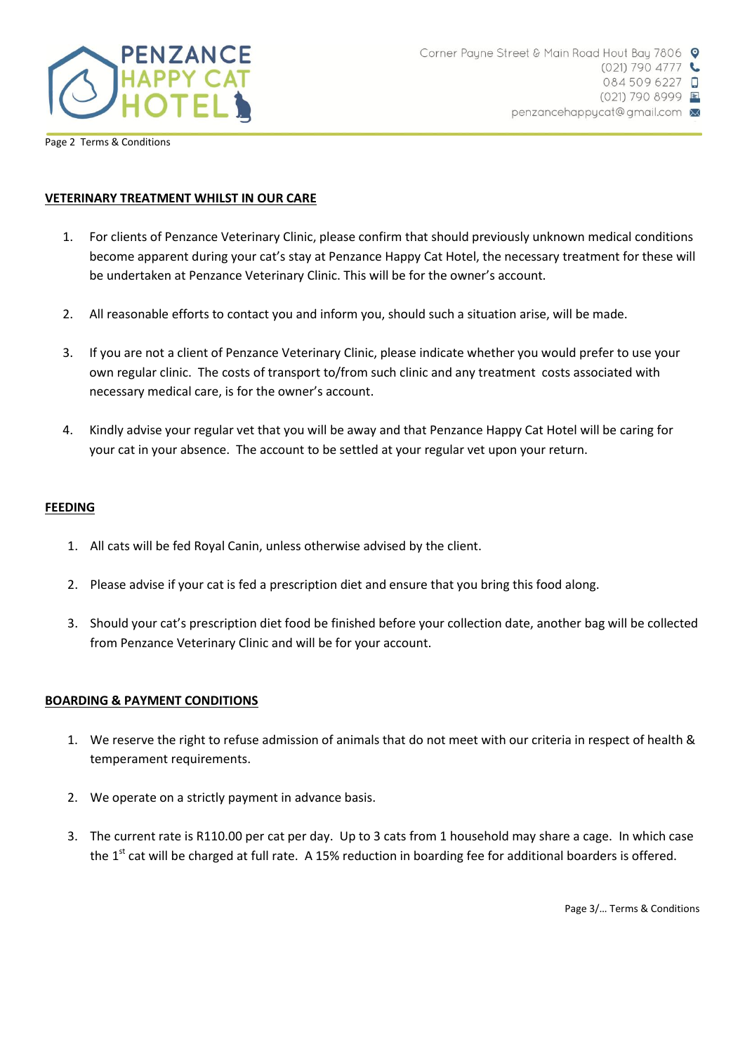## VETERINARY TREATMENT WHILST IN OUR CARE

1. For clients of Penzance Veterinary Clinic, please confirm that should previously unknown medical conditions become apparent during your cat's stay at Penzance Happy Cat Hotel, the necessary treatment for these will be undertaken at Penzance Veterinary Clinic. This will be for the owner's account.

2. All reasonable efforts to contact you and inform you, should such a situation arise, will be made.

3. If you are not a client of Penzance Veterinary Clinic, please indicate whether you would prefer to use your own regular clinic. The costs of transport to/from such clinic and any treatment costs associated with necessary medical care, is for the owner's account.

4. Kindly advise your regular vet that you will be away and that Penzance Happy Cat Hotel will be caring for your cat in your absence. The account to be settled at your regular vet upon your return.

## FEEDING

1. All cats will be fed Royal Canin, unless otherwise advised by the client.

2. Please advise if your cat is fed a prescription diet and ensure that you bring this food along.

3. Should your cat's prescription diet food be finished before your collection date, another bag will be collected from Penzance Veterinary Clinic and will be for your account.

## BOARDING & PAYMENT CONDITIONS

1. We reserve the right to refuse admission of animals that do not meet with our criteria in respect of health & temperament requirements.

2. We operate on a strictly payment in advance basis.

3. The current rate is R110.00 per cat per day. Up to 3 cats from 1 household may share a cage. In which case the 1st cat will be charged at full rate. A 15% reduction in boarding fee for additional boarders is offered.

Page 3/… Terms & Conditions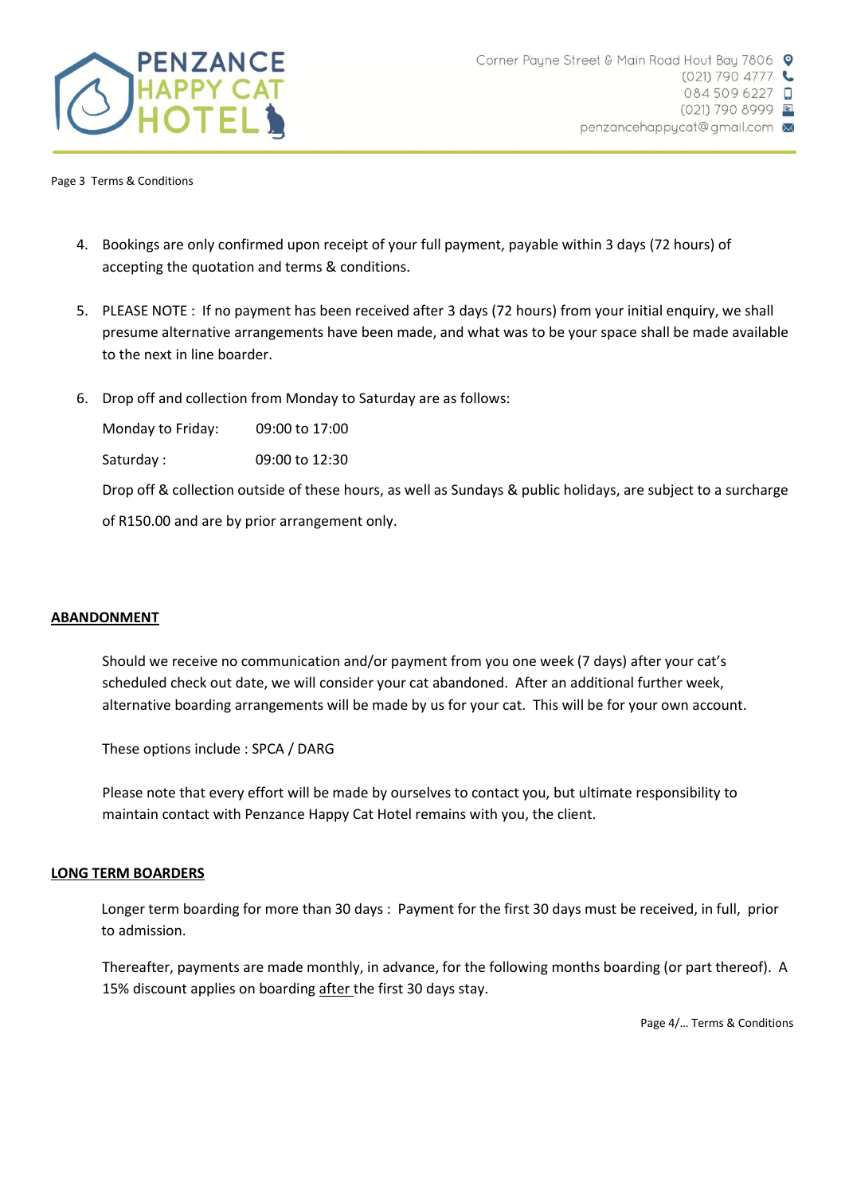4. Bookings are only confirmed upon receipt of your full payment, payable within 3 days (72 hours) of accepting the quotation and terms & conditions.

5. PLEASE NOTE : If no payment has been received after 3 days (72 hours) from your initial enquiry, we shall presume alternative arrangements have been made, and what was to be your space shall be made available to the next in line boarder.

6. Drop off and collection from Monday to Saturday are as follows:

   Monday to Friday: 09:00 to 17:00

   Saturday : 09:00 to 12:30

   Drop off & collection outside of these hours, as well as Sundays & public holidays, are subject to a surcharge of R150.00 and are by prior arrangement only.

## ABANDONMENT

Should we receive no communication and/or payment from you one week (7 days) after your cat's scheduled check out date, we will consider your cat abandoned. After an additional further week, alternative boarding arrangements will be made by us for your cat. This will be for your own account.

These options include : SPCA / DARG

Please note that every effort will be made by ourselves to contact you, but ultimate responsibility to maintain contact with Penzance Happy Cat Hotel remains with you, the client.

## LONG TERM BOARDERS

Longer term boarding for more than 30 days : Payment for the first 30 days must be received, in full, prior to admission.

Thereafter, payments are made monthly, in advance, for the following months boarding (or part thereof). A 15% discount applies on boarding after the first 30 days stay.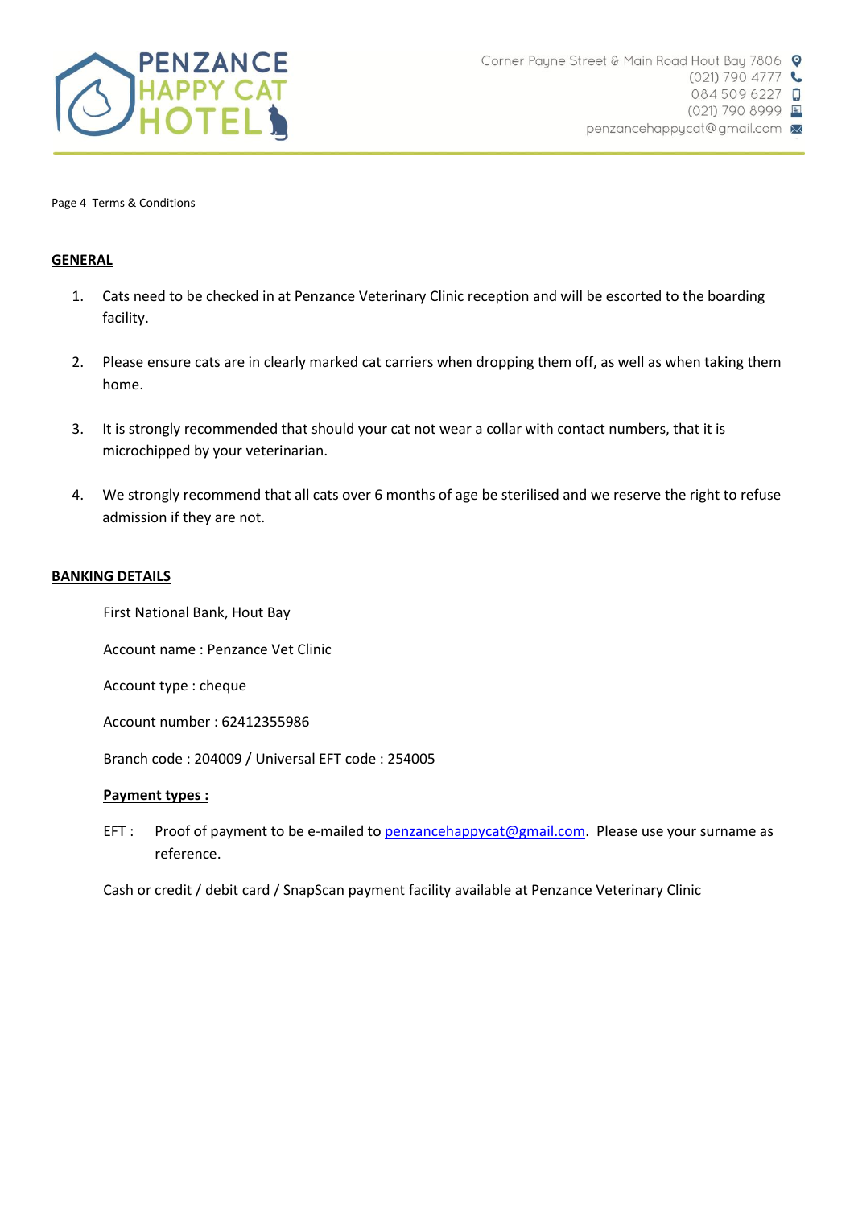Page 4 Terms & Conditions

**GENERAL**

1. Cats need to be checked in at Penzance Veterinary Clinic reception and will be escorted to the boarding facility.

2. Please ensure cats are in clearly marked cat carriers when dropping them off, as well as when taking them home.

3. It is strongly recommended that should your cat not wear a collar with contact numbers, that it is microchipped by your veterinarian.

4. We strongly recommend that all cats over 6 months of age be sterilised and we reserve the right to refuse admission if they are not.

**BANKING DETAILS**

First National Bank, Hout Bay

Account name : Penzance Vet Clinic

Account type : cheque

Account number : 62412355986

Branch code : 204009 / Universal EFT code : 254005

**Payment types :**

EFT : Proof of payment to be e-mailed to penzancehappycat@gmail.com. Please use your surname as reference.

Cash or credit / debit card / SnapScan payment facility available at Penzance Veterinary Clinic